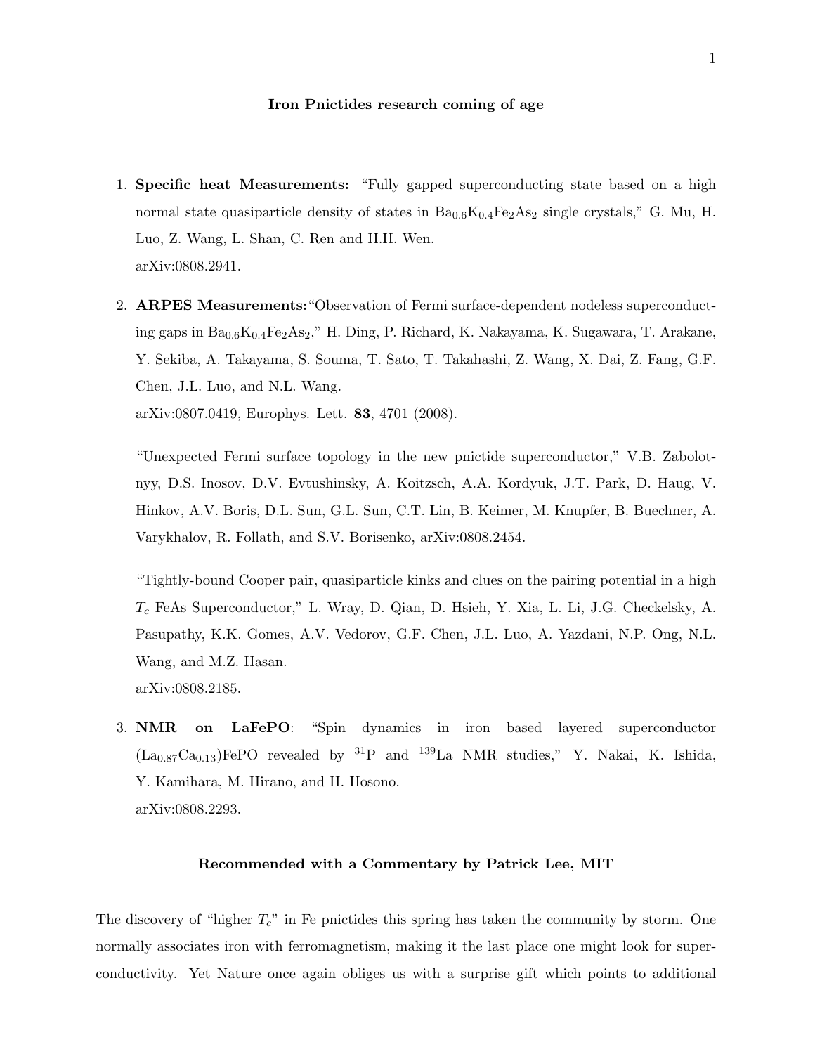# Iron Pnictides research coming of age

1. **Specific heat Measurements:** "Fully gapped superconducting state based on a high normal state quasiparticle density of states in $Ba_{0.6}K_{0.4}Fe_2As_2$ single crystals," G. Mu, H. Luo, Z. Wang, L. Shan, C. Ren and H.H. Wen.
   arXiv:0808.2941.

2. **ARPES Measurements:** "Observation of Fermi surface-dependent nodeless superconducting gaps in $Ba_{0.6}K_{0.4}Fe_2As_2$," H. Ding, P. Richard, K. Nakayama, K. Sugawara, T. Arakane, Y. Sekiba, A. Takayama, S. Souma, T. Sato, T. Takahashi, Z. Wang, X. Dai, Z. Fang, G.F. Chen, J.L. Luo, and N.L. Wang.
   arXiv:0807.0419, Europhys. Lett. **83**, 4701 (2008).

   "Unexpected Fermi surface topology in the new pnictide superconductor," V.B. Zabolotnyy, D.S. Inosov, D.V. Evtushinsky, A. Koitzsch, A.A. Kordyuk, J.T. Park, D. Haug, V. Hinkov, A.V. Boris, D.L. Sun, G.L. Sun, C.T. Lin, B. Keimer, M. Knupfer, B. Buechner, A. Varykhalov, R. Follath, and S.V. Borisenko, arXiv:0808.2454.

   "Tightly-bound Cooper pair, quasiparticle kinks and clues on the pairing potential in a high $T_c$ FeAs Superconductor," L. Wray, D. Qian, D. Hsieh, Y. Xia, L. Li, J.G. Checkelsky, A. Pasupathy, K.K. Gomes, A.V. Vedorov, G.F. Chen, J.L. Luo, A. Yazdani, N.P. Ong, N.L. Wang, and M.Z. Hasan.
   arXiv:0808.2185.

3. **NMR on LaFePO**: "Spin dynamics in iron based layered superconductor $(La_{0.87}Ca_{0.13})FePO$ revealed by $^{31}P$ and $^{139}La$ NMR studies," Y. Nakai, K. Ishida, Y. Kamihara, M. Hirano, and H. Hosono.
   arXiv:0808.2293.

**Recommended with a Commentary by Patrick Lee, MIT**

The discovery of "higher $T_c$" in Fe pnictides this spring has taken the community by storm. One normally associates iron with ferromagnetism, making it the last place one might look for superconductivity. Yet Nature once again obliges us with a surprise gift which points to additional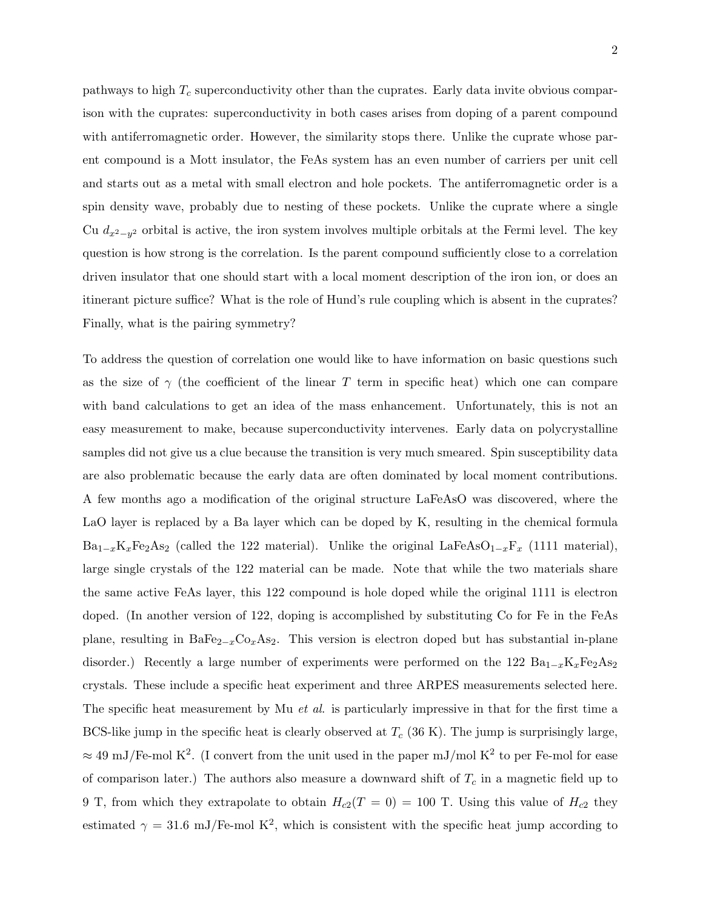pathways to high $T_c$ superconductivity other than the cuprates. Early data invite obvious comparison with the cuprates: superconductivity in both cases arises from doping of a parent compound with antiferromagnetic order. However, the similarity stops there. Unlike the cuprate whose parent compound is a Mott insulator, the FeAs system has an even number of carriers per unit cell and starts out as a metal with small electron and hole pockets. The antiferromagnetic order is a spin density wave, probably due to nesting of these pockets. Unlike the cuprate where a single Cu $d_{x^2-y^2}$ orbital is active, the iron system involves multiple orbitals at the Fermi level. The key question is how strong is the correlation. Is the parent compound sufficiently close to a correlation driven insulator that one should start with a local moment description of the iron ion, or does an itinerant picture suffice? What is the role of Hund's rule coupling which is absent in the cuprates? Finally, what is the pairing symmetry?

To address the question of correlation one would like to have information on basic questions such as the size of $\gamma$ (the coefficient of the linear $T$ term in specific heat) which one can compare with band calculations to get an idea of the mass enhancement. Unfortunately, this is not an easy measurement to make, because superconductivity intervenes. Early data on polycrystalline samples did not give us a clue because the transition is very much smeared. Spin susceptibility data are also problematic because the early data are often dominated by local moment contributions. A few months ago a modification of the original structure LaFeAsO was discovered, where the LaO layer is replaced by a Ba layer which can be doped by K, resulting in the chemical formula $Ba_{1-x}K_xFe_2As_2$ (called the 122 material). Unlike the original $LaFeAsO_{1-x}F_x$ (1111 material), large single crystals of the 122 material can be made. Note that while the two materials share the same active FeAs layer, this 122 compound is hole doped while the original 1111 is electron doped. (In another version of 122, doping is accomplished by substituting Co for Fe in the FeAs plane, resulting in $BaFe_{2-x}Co_xAs_2$. This version is electron doped but has substantial in-plane disorder.) Recently a large number of experiments were performed on the 122 $Ba_{1-x}K_xFe_2As_2$ crystals. These include a specific heat experiment and three ARPES measurements selected here. The specific heat measurement by Mu *et al.* is particularly impressive in that for the first time a BCS-like jump in the specific heat is clearly observed at $T_c$ (36 K). The jump is surprisingly large, $\approx 49$ mJ/Fe-mol K$^2$. (I convert from the unit used in the paper mJ/mol K$^2$ to per Fe-mol for ease of comparison later.) The authors also measure a downward shift of $T_c$ in a magnetic field up to 9 T, from which they extrapolate to obtain $H_{c2}(T = 0) = 100$ T. Using this value of $H_{c2}$ they estimated $\gamma = 31.6$ mJ/Fe-mol K$^2$, which is consistent with the specific heat jump according to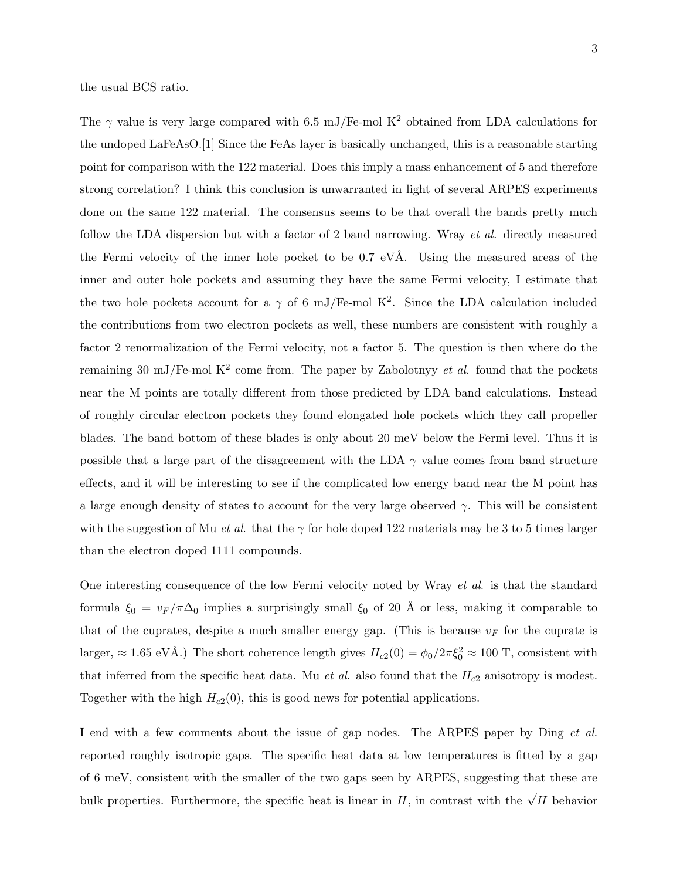the usual BCS ratio.

The $\gamma$ value is very large compared with 6.5 mJ/Fe-mol K$^2$ obtained from LDA calculations for the undoped LaFeAsO.[1] Since the FeAs layer is basically unchanged, this is a reasonable starting point for comparison with the 122 material. Does this imply a mass enhancement of 5 and therefore strong correlation? I think this conclusion is unwarranted in light of several ARPES experiments done on the same 122 material. The consensus seems to be that overall the bands pretty much follow the LDA dispersion but with a factor of 2 band narrowing. Wray *et al.* directly measured the Fermi velocity of the inner hole pocket to be 0.7 eVÅ. Using the measured areas of the inner and outer hole pockets and assuming they have the same Fermi velocity, I estimate that the two hole pockets account for a $\gamma$ of 6 mJ/Fe-mol K$^2$. Since the LDA calculation included the contributions from two electron pockets as well, these numbers are consistent with roughly a factor 2 renormalization of the Fermi velocity, not a factor 5. The question is then where do the remaining 30 mJ/Fe-mol K$^2$ come from. The paper by Zabolotnyy *et al.* found that the pockets near the M points are totally different from those predicted by LDA band calculations. Instead of roughly circular electron pockets they found elongated hole pockets which they call propeller blades. The band bottom of these blades is only about 20 meV below the Fermi level. Thus it is possible that a large part of the disagreement with the LDA $\gamma$ value comes from band structure effects, and it will be interesting to see if the complicated low energy band near the M point has a large enough density of states to account for the very large observed $\gamma$. This will be consistent with the suggestion of Mu *et al.* that the $\gamma$ for hole doped 122 materials may be 3 to 5 times larger than the electron doped 1111 compounds.

One interesting consequence of the low Fermi velocity noted by Wray *et al.* is that the standard formula $\xi_0 = v_F/\pi\Delta_0$ implies a surprisingly small $\xi_0$ of 20 Å or less, making it comparable to that of the cuprates, despite a much smaller energy gap. (This is because $v_F$ for the cuprate is larger, $\approx 1.65$ eVÅ.) The short coherence length gives $H_{c2}(0) = \phi_0/2\pi\xi_0^2 \approx 100$ T, consistent with that inferred from the specific heat data. Mu *et al.* also found that the $H_{c2}$ anisotropy is modest. Together with the high $H_{c2}(0)$, this is good news for potential applications.

I end with a few comments about the issue of gap nodes. The ARPES paper by Ding *et al.* reported roughly isotropic gaps. The specific heat data at low temperatures is fitted by a gap of 6 meV, consistent with the smaller of the two gaps seen by ARPES, suggesting that these are bulk properties. Furthermore, the specific heat is linear in $H$, in contrast with the $\sqrt{H}$ behavior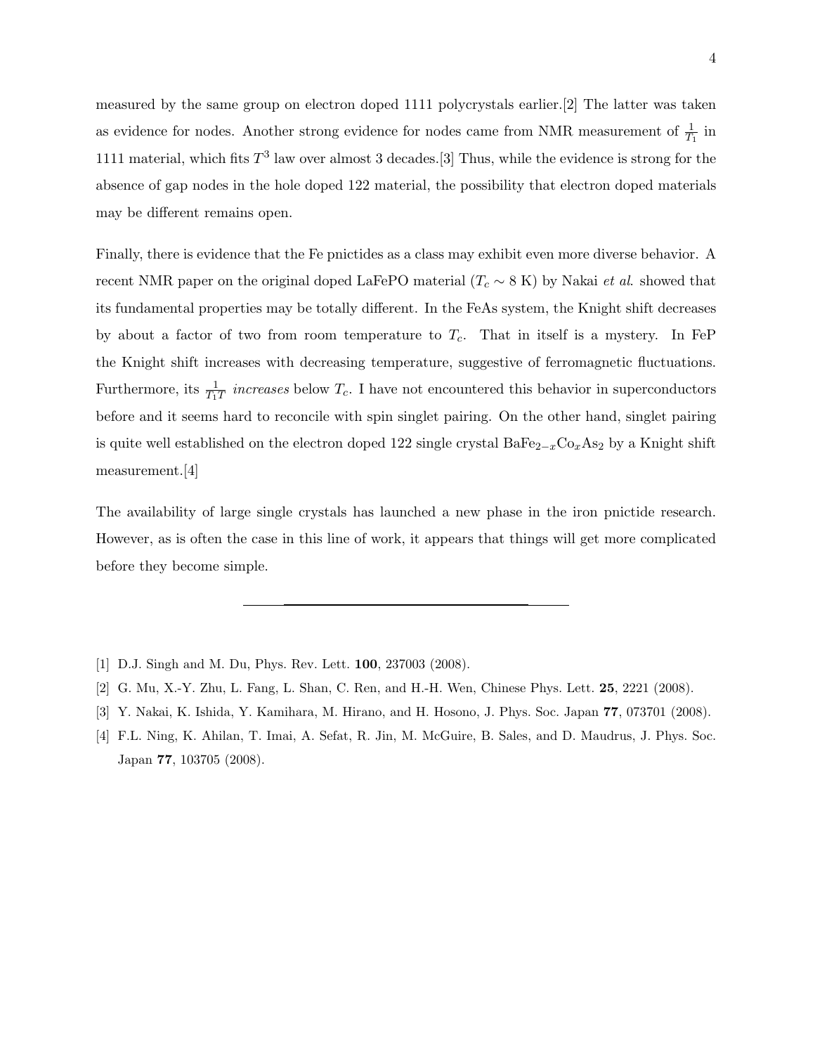measured by the same group on electron doped 1111 polycrystals earlier.[2] The latter was taken as evidence for nodes. Another strong evidence for nodes came from NMR measurement of $\frac{1}{T_1}$ in 1111 material, which fits $T^3$ law over almost 3 decades.[3] Thus, while the evidence is strong for the absence of gap nodes in the hole doped 122 material, the possibility that electron doped materials may be different remains open.

Finally, there is evidence that the Fe pnictides as a class may exhibit even more diverse behavior. A recent NMR paper on the original doped LaFePO material ($T_c \sim 8$ K) by Nakai *et al.* showed that its fundamental properties may be totally different. In the FeAs system, the Knight shift decreases by about a factor of two from room temperature to $T_c$. That in itself is a mystery. In FeP the Knight shift increases with decreasing temperature, suggestive of ferromagnetic fluctuations. Furthermore, its $\frac{1}{T_1 T}$ *increases* below $T_c$. I have not encountered this behavior in superconductors before and it seems hard to reconcile with spin singlet pairing. On the other hand, singlet pairing is quite well established on the electron doped 122 single crystal $BaFe_{2-x}Co_xAs_2$ by a Knight shift measurement.[4]

The availability of large single crystals has launched a new phase in the iron pnictide research. However, as is often the case in this line of work, it appears that things will get more complicated before they become simple.

---

[1] D.J. Singh and M. Du, Phys. Rev. Lett. **100**, 237003 (2008).

[2] G. Mu, X.-Y. Zhu, L. Fang, L. Shan, C. Ren, and H.-H. Wen, Chinese Phys. Lett. **25**, 2221 (2008).

[3] Y. Nakai, K. Ishida, Y. Kamihara, M. Hirano, and H. Hosono, J. Phys. Soc. Japan **77**, 073701 (2008).

[4] F.L. Ning, K. Ahilan, T. Imai, A. Sefat, R. Jin, M. McGuire, B. Sales, and D. Maudrus, J. Phys. Soc. Japan **77**, 103705 (2008).